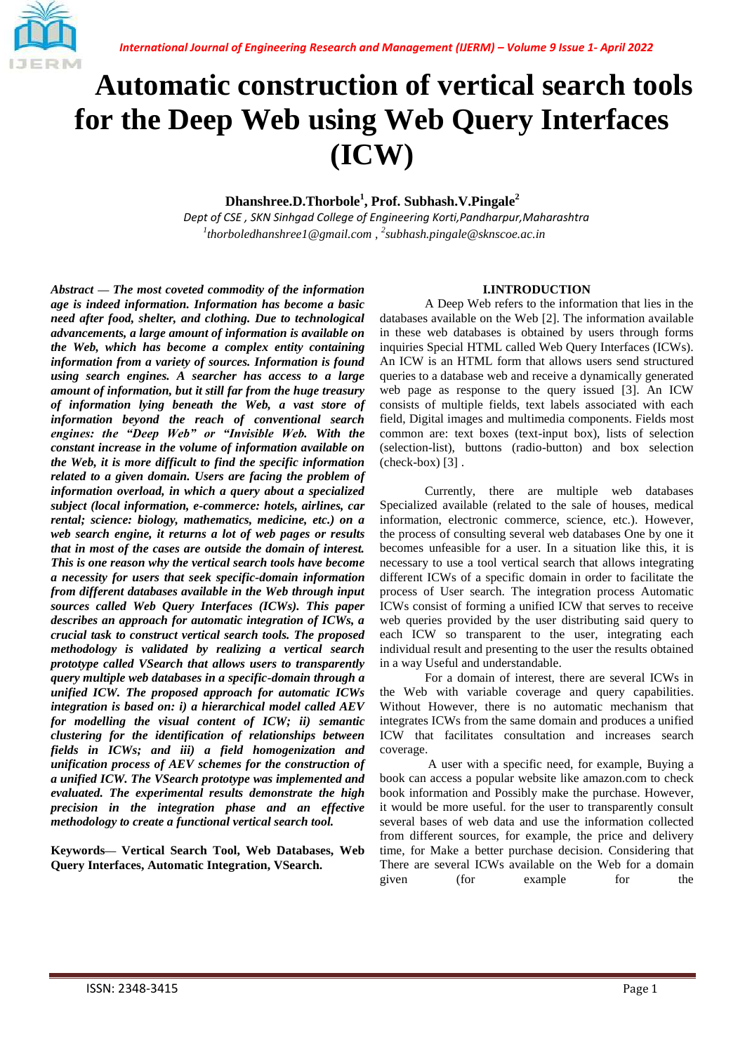# Automatic construction of vertical search tools for the Deep Web using Web Query Interfaces (ICW)

**Dhanshree.D.Thorbole[1], Prof. Subhash.V.Pingale[2]**

*Dept of CSE , SKN Sinhgad College of Engineering Korti,Pandharpur,Maharashtra*

*[1]thorboledhanshree1@gmail.com , [2]subhash.pingale@sknscoe.ac.in*

***Abstract — The most coveted commodity of the information age is indeed information. Information has become a basic need after food, shelter, and clothing. Due to technological advancements, a large amount of information is available on the Web, which has become a complex entity containing information from a variety of sources. Information is found using search engines. A searcher has access to a large amount of information, but it still far from the huge treasury of information lying beneath the Web, a vast store of information beyond the reach of conventional search engines: the "Deep Web" or "Invisible Web. With the constant increase in the volume of information available on the Web, it is more difficult to find the specific information related to a given domain. Users are facing the problem of information overload, in which a query about a specialized subject (local information, e-commerce: hotels, airlines, car rental; science: biology, mathematics, medicine, etc.) on a web search engine, it returns a lot of web pages or results that in most of the cases are outside the domain of interest. This is one reason why the vertical search tools have become a necessity for users that seek specific-domain information from different databases available in the Web through input sources called Web Query Interfaces (ICWs). This paper describes an approach for automatic integration of ICWs, a crucial task to construct vertical search tools. The proposed methodology is validated by realizing a vertical search prototype called VSearch that allows users to transparently query multiple web databases in a specific-domain through a unified ICW. The proposed approach for automatic ICWs integration is based on: i) a hierarchical model called AEV for modelling the visual content of ICW; ii) semantic clustering for the identification of relationships between fields in ICWs; and iii) a field homogenization and unification process of AEV schemes for the construction of a unified ICW. The VSearch prototype was implemented and evaluated. The experimental results demonstrate the high precision in the integration phase and an effective methodology to create a functional vertical search tool.***

**Keywords— Vertical Search Tool, Web Databases, Web Query Interfaces, Automatic Integration, VSearch.**

## I.INTRODUCTION

A Deep Web refers to the information that lies in the databases available on the Web [2]. The information available in these web databases is obtained by users through forms inquiries Special HTML called Web Query Interfaces (ICWs). An ICW is an HTML form that allows users send structured queries to a database web and receive a dynamically generated web page as response to the query issued [3]. An ICW consists of multiple fields, text labels associated with each field, Digital images and multimedia components. Fields most common are: text boxes (text-input box), lists of selection (selection-list), buttons (radio-button) and box selection (check-box) [3] .

Currently, there are multiple web databases Specialized available (related to the sale of houses, medical information, electronic commerce, science, etc.). However, the process of consulting several web databases One by one it becomes unfeasible for a user. In a situation like this, it is necessary to use a tool vertical search that allows integrating different ICWs of a specific domain in order to facilitate the process of User search. The integration process Automatic ICWs consist of forming a unified ICW that serves to receive web queries provided by the user distributing said query to each ICW so transparent to the user, integrating each individual result and presenting to the user the results obtained in a way Useful and understandable.

For a domain of interest, there are several ICWs in the Web with variable coverage and query capabilities. Without However, there is no automatic mechanism that integrates ICWs from the same domain and produces a unified ICW that facilitates consultation and increases search coverage.

A user with a specific need, for example, Buying a book can access a popular website like amazon.com to check book information and Possibly make the purchase. However, it would be more useful. for the user to transparently consult several bases of web data and use the information collected from different sources, for example, the price and delivery time, for Make a better purchase decision. Considering that There are several ICWs available on the Web for a domain given (for example for the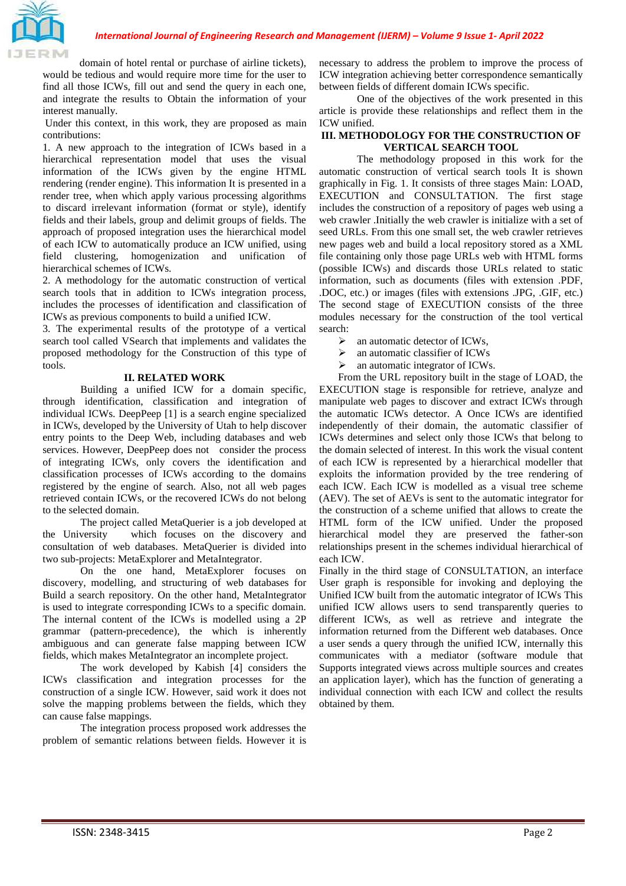domain of hotel rental or purchase of airline tickets), would be tedious and would require more time for the user to find all those ICWs, fill out and send the query in each one, and integrate the results to Obtain the information of your interest manually.

Under this context, in this work, they are proposed as main contributions:

1. A new approach to the integration of ICWs based in a hierarchical representation model that uses the visual information of the ICWs given by the engine HTML rendering (render engine). This information It is presented in a render tree, when which apply various processing algorithms to discard irrelevant information (format or style), identify fields and their labels, group and delimit groups of fields. The approach of proposed integration uses the hierarchical model of each ICW to automatically produce an ICW unified, using field clustering, homogenization and unification of hierarchical schemes of ICWs.
2. A methodology for the automatic construction of vertical search tools that in addition to ICWs integration process, includes the processes of identification and classification of ICWs as previous components to build a unified ICW.
3. The experimental results of the prototype of a vertical search tool called VSearch that implements and validates the proposed methodology for the Construction of this type of tools.

## II. RELATED WORK

Building a unified ICW for a domain specific, through identification, classification and integration of individual ICWs. DeepPeep [1] is a search engine specialized in ICWs, developed by the University of Utah to help discover entry points to the Deep Web, including databases and web services. However, DeepPeep does not consider the process of integrating ICWs, only covers the identification and classification processes of ICWs according to the domains registered by the engine of search. Also, not all web pages retrieved contain ICWs, or the recovered ICWs do not belong to the selected domain.

The project called MetaQuerier is a job developed at the University which focuses on the discovery and consultation of web databases. MetaQuerier is divided into two sub-projects: MetaExplorer and MetaIntegrator.

On the one hand, MetaExplorer focuses on discovery, modelling, and structuring of web databases for Build a search repository. On the other hand, MetaIntegrator is used to integrate corresponding ICWs to a specific domain. The internal content of the ICWs is modelled using a 2P grammar (pattern-precedence), the which is inherently ambiguous and can generate false mapping between ICW fields, which makes MetaIntegrator an incomplete project.

The work developed by Kabish [4] considers the ICWs classification and integration processes for the construction of a single ICW. However, said work it does not solve the mapping problems between the fields, which they can cause false mappings.

The integration process proposed work addresses the problem of semantic relations between fields. However it is necessary to address the problem to improve the process of ICW integration achieving better correspondence semantically between fields of different domain ICWs specific.

One of the objectives of the work presented in this article is provide these relationships and reflect them in the ICW unified.

## III. METHODOLOGY FOR THE CONSTRUCTION OF VERTICAL SEARCH TOOL

The methodology proposed in this work for the automatic construction of vertical search tools It is shown graphically in Fig. 1. It consists of three stages Main: LOAD, EXECUTION and CONSULTATION. The first stage includes the construction of a repository of pages web using a web crawler .Initially the web crawler is initialize with a set of seed URLs. From this one small set, the web crawler retrieves new pages web and build a local repository stored as a XML file containing only those page URLs web with HTML forms (possible ICWs) and discards those URLs related to static information, such as documents (files with extension .PDF, .DOC, etc.) or images (files with extensions .JPG, .GIF, etc.) The second stage of EXECUTION consists of the three modules necessary for the construction of the tool vertical search:

- an automatic detector of ICWs,
- an automatic classifier of ICWs
- an automatic integrator of ICWs.

From the URL repository built in the stage of LOAD, the EXECUTION stage is responsible for retrieve, analyze and manipulate web pages to discover and extract ICWs through the automatic ICWs detector. A Once ICWs are identified independently of their domain, the automatic classifier of ICWs determines and select only those ICWs that belong to the domain selected of interest. In this work the visual content of each ICW is represented by a hierarchical modeller that exploits the information provided by the tree rendering of each ICW. Each ICW is modelled as a visual tree scheme (AEV). The set of AEVs is sent to the automatic integrator for the construction of a scheme unified that allows to create the HTML form of the ICW unified. Under the proposed hierarchical model they are preserved the father-son relationships present in the schemes individual hierarchical of each ICW.

Finally in the third stage of CONSULTATION, an interface User graph is responsible for invoking and deploying the Unified ICW built from the automatic integrator of ICWs This unified ICW allows users to send transparently queries to different ICWs, as well as retrieve and integrate the information returned from the Different web databases. Once a user sends a query through the unified ICW, internally this communicates with a mediator (software module that Supports integrated views across multiple sources and creates an application layer), which has the function of generating a individual connection with each ICW and collect the results obtained by them.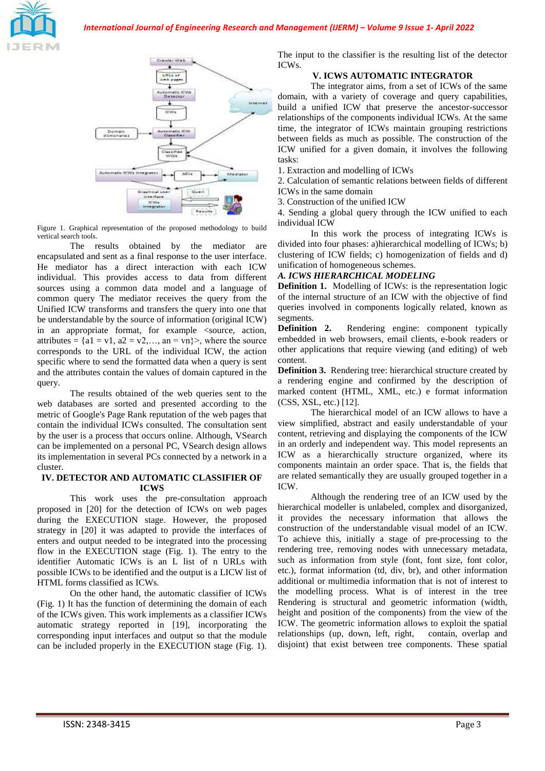Figure 1. Graphical representation of the proposed methodology to build vertical search tools.

The results obtained by the mediator are encapsulated and sent as a final response to the user interface. He mediator has a direct interaction with each ICW individual. This provides access to data from different sources using a common data model and a language of common query The mediator receives the query from the Unified ICW transforms and transfers the query into one that be understandable by the source of information (original ICW) in an appropriate format, for example <source, action, attributes = {a1 = v1, a2 = v2,…, an = vn}>, where the source corresponds to the URL of the individual ICW, the action specific where to send the formatted data when a query is sent and the attributes contain the values of domain captured in the query.

The results obtained of the web queries sent to the web databases are sorted and presented according to the metric of Google's Page Rank reputation of the web pages that contain the individual ICWs consulted. The consultation sent by the user is a process that occurs online. Although, VSearch can be implemented on a personal PC, VSearch design allows its implementation in several PCs connected by a network in a cluster.

## IV. DETECTOR AND AUTOMATIC CLASSIFIER OF ICWS

This work uses the pre-consultation approach proposed in [20] for the detection of ICWs on web pages during the EXECUTION stage. However, the proposed strategy in [20] it was adapted to provide the interfaces of enters and output needed to be integrated into the processing flow in the EXECUTION stage (Fig. 1). The entry to the identifier Automatic ICWs is an L list of n URLs with possible ICWs to be identified and the output is a LICW list of HTML forms classified as ICWs.

On the other hand, the automatic classifier of ICWs (Fig. 1) It has the function of determining the domain of each of the ICWs given. This work implements as a classifier ICWs automatic strategy reported in [19], incorporating the corresponding input interfaces and output so that the module can be included properly in the EXECUTION stage (Fig. 1). The input to the classifier is the resulting list of the detector ICWs.

## V. ICWS AUTOMATIC INTEGRATOR

The integrator aims, from a set of ICWs of the same domain, with a variety of coverage and query capabilities, build a unified ICW that preserve the ancestor-successor relationships of the components individual ICWs. At the same time, the integrator of ICWs maintain grouping restrictions between fields as much as possible. The construction of the ICW unified for a given domain, it involves the following tasks:

1. Extraction and modelling of ICWs
2. Calculation of semantic relations between fields of different ICWs in the same domain
3. Construction of the unified ICW
4. Sending a global query through the ICW unified to each individual ICW

In this work the process of integrating ICWs is divided into four phases: a)hierarchical modelling of ICWs; b) clustering of ICW fields; c) homogenization of fields and d) unification of homogeneous schemes.

### *A. ICWS HIERARCHICAL MODELLING*

**Definition 1.** Modelling of ICWs: is the representation logic of the internal structure of an ICW with the objective of find queries involved in components logically related, known as segments.

**Definition 2.** Rendering engine: component typically embedded in web browsers, email clients, e-book readers or other applications that require viewing (and editing) of web content.

**Definition 3.** Rendering tree: hierarchical structure created by a rendering engine and confirmed by the description of marked content (HTML, XML, etc.) e format information (CSS, XSL, etc.) [12].

The hierarchical model of an ICW allows to have a view simplified, abstract and easily understandable of your content, retrieving and displaying the components of the ICW in an orderly and independent way. This model represents an ICW as a hierarchically structure organized, where its components maintain an order space. That is, the fields that are related semantically they are usually grouped together in a ICW.

Although the rendering tree of an ICW used by the hierarchical modeller is unlabeled, complex and disorganized, it provides the necessary information that allows the construction of the understandable visual model of an ICW. To achieve this, initially a stage of pre-processing to the rendering tree, removing nodes with unnecessary metadata, such as information from style (font, font size, font color, etc.), format information (td, div, br), and other information additional or multimedia information that is not of interest to the modelling process. What is of interest in the tree Rendering is structural and geometric information (width, height and position of the components) from the view of the ICW. The geometric information allows to exploit the spatial relationships (up, down, left, right, contain, overlap and disjoint) that exist between tree components. These spatial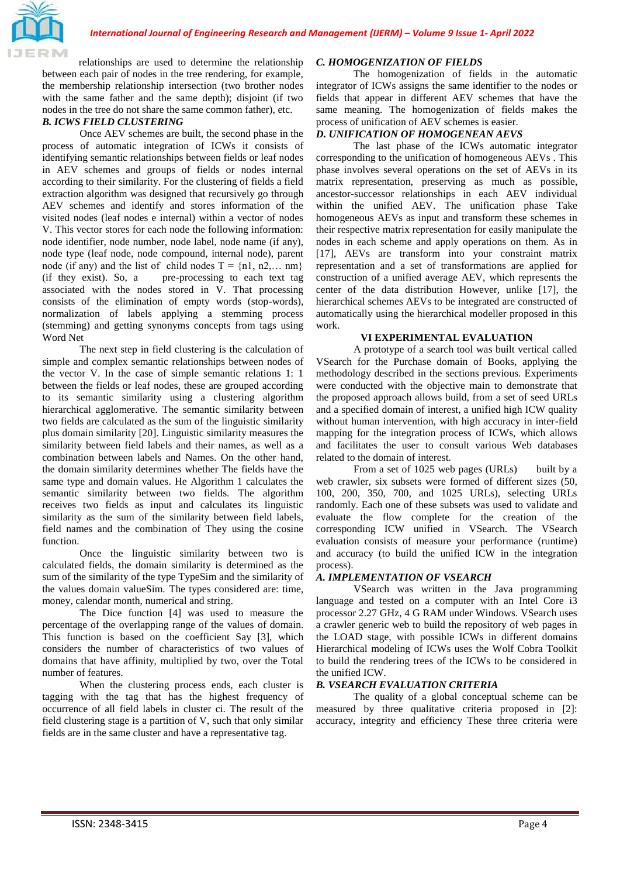relationships are used to determine the relationship between each pair of nodes in the tree rendering, for example, the membership relationship intersection (two brother nodes with the same father and the same depth); disjoint (if two nodes in the tree do not share the same common father), etc.

### B. ICWS FIELD CLUSTERING

Once AEV schemes are built, the second phase in the process of automatic integration of ICWs it consists of identifying semantic relationships between fields or leaf nodes in AEV schemes and groups of fields or nodes internal according to their similarity. For the clustering of fields a field extraction algorithm was designed that recursively go through AEV schemes and identify and stores information of the visited nodes (leaf nodes e internal) within a vector of nodes V. This vector stores for each node the following information: node identifier, node number, node label, node name (if any), node type (leaf node, node compound, internal node), parent node (if any) and the list of child nodes T = {n1, n2,… nm} (if they exist). So, a pre-processing to each text tag associated with the nodes stored in V. That processing consists of the elimination of empty words (stop-words), normalization of labels applying a stemming process (stemming) and getting synonyms concepts from tags using Word Net

The next step in field clustering is the calculation of simple and complex semantic relationships between nodes of the vector V. In the case of simple semantic relations 1: 1 between the fields or leaf nodes, these are grouped according to its semantic similarity using a clustering algorithm hierarchical agglomerative. The semantic similarity between two fields are calculated as the sum of the linguistic similarity plus domain similarity [20]. Linguistic similarity measures the similarity between field labels and their names, as well as a combination between labels and Names. On the other hand, the domain similarity determines whether The fields have the same type and domain values. He Algorithm 1 calculates the semantic similarity between two fields. The algorithm receives two fields as input and calculates its linguistic similarity as the sum of the similarity between field labels, field names and the combination of They using the cosine function.

Once the linguistic similarity between two is calculated fields, the domain similarity is determined as the sum of the similarity of the type TypeSim and the similarity of the values domain valueSim. The types considered are: time, money, calendar month, numerical and string.

The Dice function [4] was used to measure the percentage of the overlapping range of the values of domain. This function is based on the coefficient Say [3], which considers the number of characteristics of two values of domains that have affinity, multiplied by two, over the Total number of features.

When the clustering process ends, each cluster is tagging with the tag that has the highest frequency of occurrence of all field labels in cluster ci. The result of the field clustering stage is a partition of V, such that only similar fields are in the same cluster and have a representative tag.

### C. HOMOGENIZATION OF FIELDS

The homogenization of fields in the automatic integrator of ICWs assigns the same identifier to the nodes or fields that appear in different AEV schemes that have the same meaning. The homogenization of fields makes the process of unification of AEV schemes is easier.

### D. UNIFICATION OF HOMOGENEAN AEVS

The last phase of the ICWs automatic integrator corresponding to the unification of homogeneous AEVs . This phase involves several operations on the set of AEVs in its matrix representation, preserving as much as possible, ancestor-successor relationships in each AEV individual within the unified AEV. The unification phase Take homogeneous AEVs as input and transform these schemes in their respective matrix representation for easily manipulate the nodes in each scheme and apply operations on them. As in [17], AEVs are transform into your constraint matrix representation and a set of transformations are applied for construction of a unified average AEV, which represents the center of the data distribution However, unlike [17], the hierarchical schemes AEVs to be integrated are constructed of automatically using the hierarchical modeller proposed in this work.

## VI EXPERIMENTAL EVALUATION

A prototype of a search tool was built vertical called VSearch for the Purchase domain of Books, applying the methodology described in the sections previous. Experiments were conducted with the objective main to demonstrate that the proposed approach allows build, from a set of seed URLs and a specified domain of interest, a unified high ICW quality without human intervention, with high accuracy in inter-field mapping for the integration process of ICWs, which allows and facilitates the user to consult various Web databases related to the domain of interest.

From a set of 1025 web pages (URLs) built by a web crawler, six subsets were formed of different sizes (50, 100, 200, 350, 700, and 1025 URLs), selecting URLs randomly. Each one of these subsets was used to validate and evaluate the flow complete for the creation of the corresponding ICW unified in VSearch. The VSearch evaluation consists of measure your performance (runtime) and accuracy (to build the unified ICW in the integration process).

### A. IMPLEMENTATION OF VSEARCH

VSearch was written in the Java programming language and tested on a computer with an Intel Core i3 processor 2.27 GHz, 4 G RAM under Windows. VSearch uses a crawler generic web to build the repository of web pages in the LOAD stage, with possible ICWs in different domains Hierarchical modeling of ICWs uses the Wolf Cobra Toolkit to build the rendering trees of the ICWs to be considered in the unified ICW.

### B. VSEARCH EVALUATION CRITERIA

The quality of a global conceptual scheme can be measured by three qualitative criteria proposed in [2]: accuracy, integrity and efficiency These three criteria were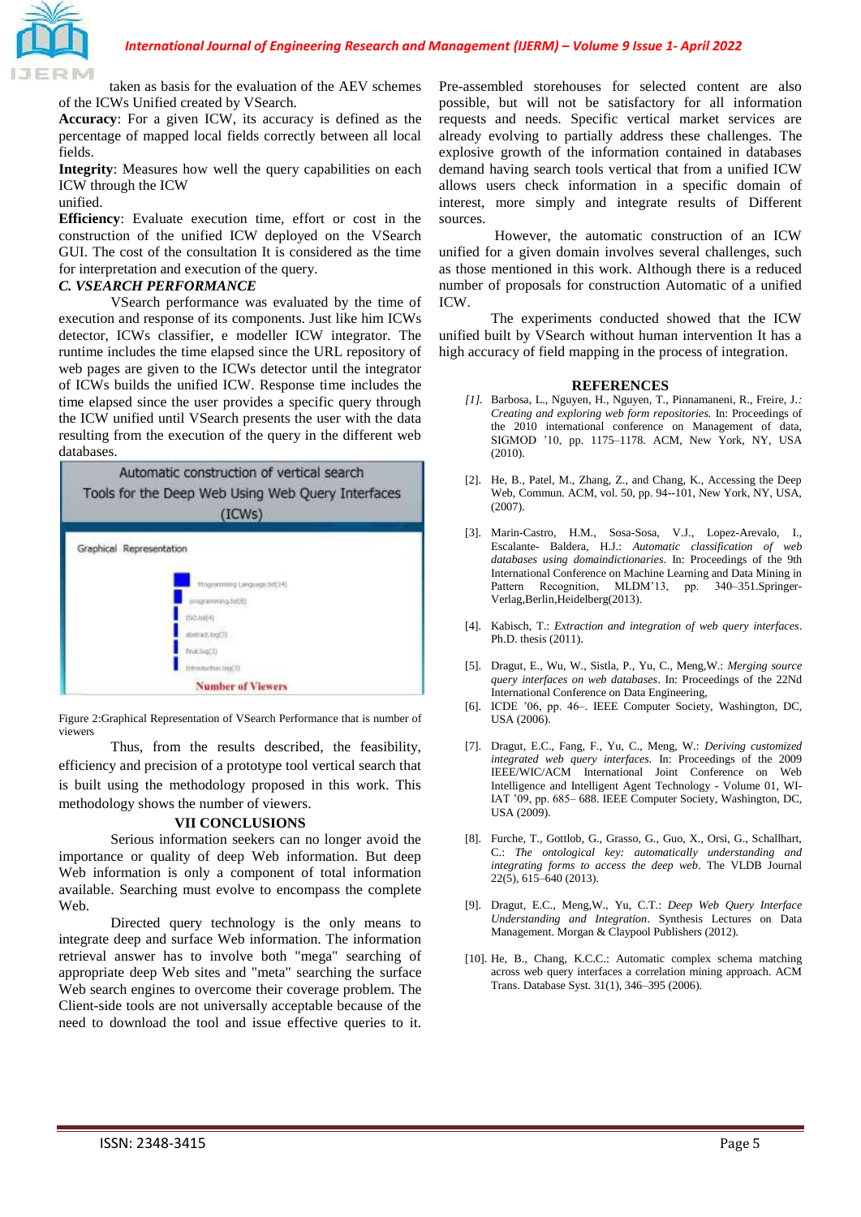taken as basis for the evaluation of the AEV schemes of the ICWs Unified created by VSearch.

**Accuracy**: For a given ICW, its accuracy is defined as the percentage of mapped local fields correctly between all local fields.

**Integrity**: Measures how well the query capabilities on each ICW through the ICW unified.

**Efficiency**: Evaluate execution time, effort or cost in the construction of the unified ICW deployed on the VSearch GUI. The cost of the consultation It is considered as the time for interpretation and execution of the query.

### *C. VSEARCH PERFORMANCE*

VSearch performance was evaluated by the time of execution and response of its components. Just like him ICWs detector, ICWs classifier, e modeller ICW integrator. The runtime includes the time elapsed since the URL repository of web pages are given to the ICWs detector until the integrator of ICWs builds the unified ICW. Response time includes the time elapsed since the user provides a specific query through the ICW unified until VSearch presents the user with the data resulting from the execution of the query in the different web databases.

Automatic construction of vertical search Tools for the Deep Web Using Web Query Interfaces (ICWs)

Graphical Representation

Programming Language.txt(14)
programming.txt(8)
ISO.txt(4)
abstract.log(3)
final.log(1)
Introduction.log(1)

Number of Viewers

Figure 2:Graphical Representation of VSearch Performance that is number of viewers

Thus, from the results described, the feasibility, efficiency and precision of a prototype tool vertical search that is built using the methodology proposed in this work. This methodology shows the number of viewers.

## VII CONCLUSIONS

Serious information seekers can no longer avoid the importance or quality of deep Web information. But deep Web information is only a component of total information available. Searching must evolve to encompass the complete Web.

Directed query technology is the only means to integrate deep and surface Web information. The information retrieval answer has to involve both "mega" searching of appropriate deep Web sites and "meta" searching the surface Web search engines to overcome their coverage problem. The Client-side tools are not universally acceptable because of the need to download the tool and issue effective queries to it. Pre-assembled storehouses for selected content are also possible, but will not be satisfactory for all information requests and needs. Specific vertical market services are already evolving to partially address these challenges. The explosive growth of the information contained in databases demand having search tools vertical that from a unified ICW allows users check information in a specific domain of interest, more simply and integrate results of Different sources.

However, the automatic construction of an ICW unified for a given domain involves several challenges, such as those mentioned in this work. Although there is a reduced number of proposals for construction Automatic of a unified ICW.

The experiments conducted showed that the ICW unified built by VSearch without human intervention It has a high accuracy of field mapping in the process of integration.

## REFERENCES

[1]. Barbosa, L., Nguyen, H., Nguyen, T., Pinnamaneni, R., Freire, J.: *Creating and exploring web form repositories.* In: Proceedings of the 2010 international conference on Management of data, SIGMOD '10, pp. 1175–1178. ACM, New York, NY, USA (2010).

[2]. He, B., Patel, M., Zhang, Z., and Chang, K., Accessing the Deep Web, Commun. ACM, vol. 50, pp. 94--101, New York, NY, USA, (2007).

[3]. Marin-Castro, H.M., Sosa-Sosa, V.J., Lopez-Arevalo, I., Escalante- Baldera, H.J.: *Automatic classification of web databases using domaindictionaries*. In: Proceedings of the 9th International Conference on Machine Learning and Data Mining in Pattern Recognition, MLDM'13, pp. 340–351.Springer-Verlag,Berlin,Heidelberg(2013).

[4]. Kabisch, T.: *Extraction and integration of web query interfaces*. Ph.D. thesis (2011).

[5]. Dragut, E., Wu, W., Sistla, P., Yu, C., Meng,W.: *Merging source query interfaces on web databases*. In: Proceedings of the 22Nd International Conference on Data Engineering,

[6]. ICDE '06, pp. 46–. IEEE Computer Society, Washington, DC, USA (2006).

[7]. Dragut, E.C., Fang, F., Yu, C., Meng, W.: *Deriving customized integrated web query interfaces.* In: Proceedings of the 2009 IEEE/WIC/ACM International Joint Conference on Web Intelligence and Intelligent Agent Technology - Volume 01, WI-IAT '09, pp. 685– 688. IEEE Computer Society, Washington, DC, USA (2009).

[8]. Furche, T., Gottlob, G., Grasso, G., Guo, X., Orsi, G., Schallhart, C.: *The ontological key: automatically understanding and integrating forms to access the deep web*. The VLDB Journal 22(5), 615–640 (2013).

[9]. Dragut, E.C., Meng,W., Yu, C.T.: *Deep Web Query Interface Understanding and Integration*. Synthesis Lectures on Data Management. Morgan & Claypool Publishers (2012).

[10]. He, B., Chang, K.C.C.: Automatic complex schema matching across web query interfaces a correlation mining approach. ACM Trans. Database Syst. 31(1), 346–395 (2006).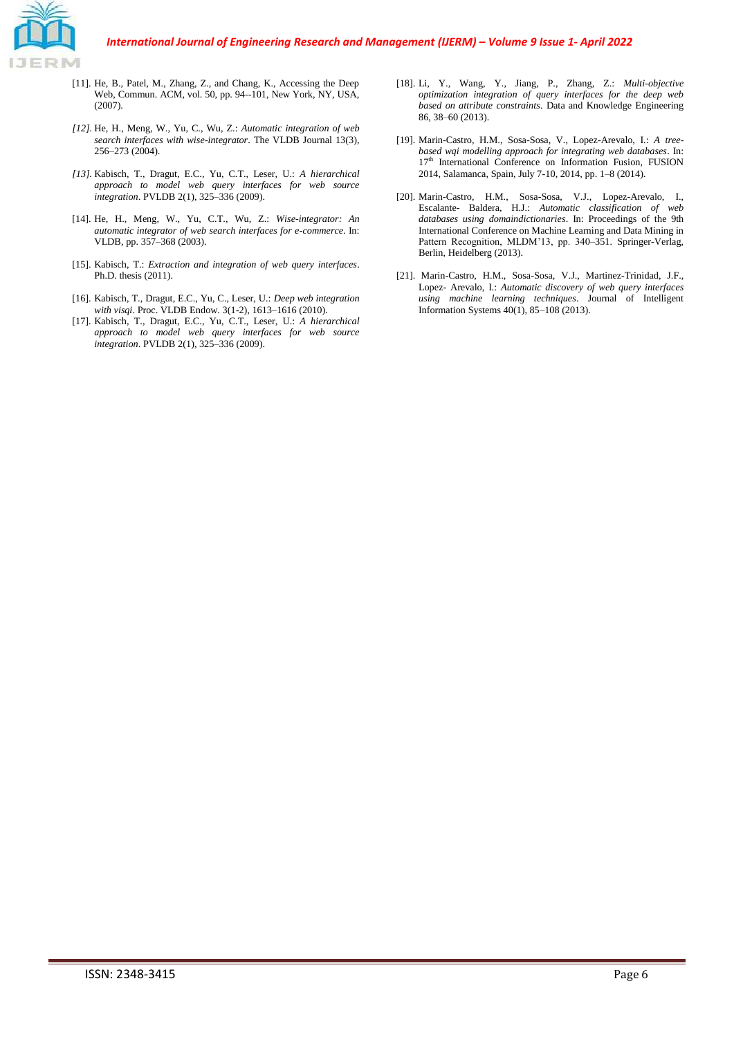[11]. He, B., Patel, M., Zhang, Z., and Chang, K., Accessing the Deep Web, Commun. ACM, vol. 50, pp. 94--101, New York, NY, USA, (2007).

*[12].* He, H., Meng, W., Yu, C., Wu, Z.: *Automatic integration of web search interfaces with wise-integrator*. The VLDB Journal 13(3), 256–273 (2004).

*[13].* Kabisch, T., Dragut, E.C., Yu, C.T., Leser, U.: *A hierarchical approach to model web query interfaces for web source integration*. PVLDB 2(1), 325–336 (2009).

[14]. He, H., Meng, W., Yu, C.T., Wu, Z.: *Wise-integrator: An automatic integrator of web search interfaces for e-commerce*. In: VLDB, pp. 357–368 (2003).

[15]. Kabisch, T.: *Extraction and integration of web query interfaces*. Ph.D. thesis (2011).

[16]. Kabisch, T., Dragut, E.C., Yu, C., Leser, U.: *Deep web integration with visqi*. Proc. VLDB Endow. 3(1-2), 1613–1616 (2010).

[17]. Kabisch, T., Dragut, E.C., Yu, C.T., Leser, U.: *A hierarchical approach to model web query interfaces for web source integration*. PVLDB 2(1), 325–336 (2009).

[18]. Li, Y., Wang, Y., Jiang, P., Zhang, Z.: *Multi-objective optimization integration of query interfaces for the deep web based on attribute constraints*. Data and Knowledge Engineering 86, 38–60 (2013).

[19]. Marin-Castro, H.M., Sosa-Sosa, V., Lopez-Arevalo, I.: *A tree-based wqi modelling approach for integrating web databases*. In: 17th International Conference on Information Fusion, FUSION 2014, Salamanca, Spain, July 7-10, 2014, pp. 1–8 (2014).

[20]. Marin-Castro, H.M., Sosa-Sosa, V.J., Lopez-Arevalo, I., Escalante- Baldera, H.J.: *Automatic classification of web databases using domaindictionaries*. In: Proceedings of the 9th International Conference on Machine Learning and Data Mining in Pattern Recognition, MLDM'13, pp. 340–351. Springer-Verlag, Berlin, Heidelberg (2013).

[21]. Marin-Castro, H.M., Sosa-Sosa, V.J., Martinez-Trinidad, J.F., Lopez- Arevalo, I.: *Automatic discovery of web query interfaces using machine learning techniques*. Journal of Intelligent Information Systems 40(1), 85–108 (2013).